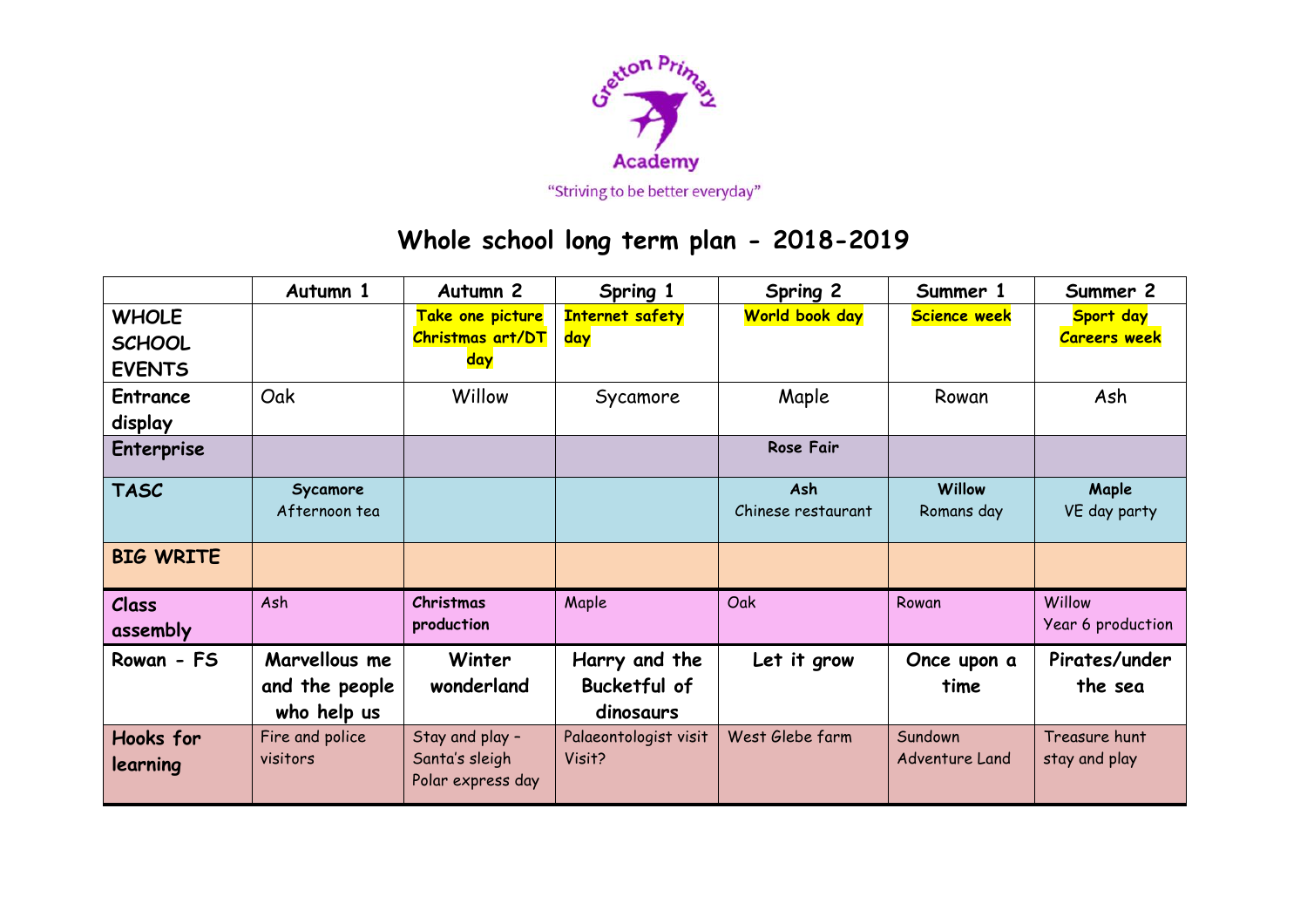Gretton Primary Academy

"Striving to be better everyday"

# Whole school long term plan - 2018-2019

| | Autumn 1 | Autumn 2 | Spring 1 | Spring 2 | Summer 1 | Summer 2 |
|---|---|---|---|---|---|---|
| **WHOLE SCHOOL EVENTS** | | **Take one picture Christmas art/DT day** | **Internet safety day** | **World book day** | **Science week** | **Sport day Careers week** |
| **Entrance display** | Oak | Willow | Sycamore | Maple | Rowan | Ash |
| **Enterprise** | | | | **Rose Fair** | | |
| **TASC** | **Sycamore** Afternoon tea | | | **Ash** Chinese restaurant | **Willow** Romans day | **Maple** VE day party |
| **BIG WRITE** | | | | | | |
| **Class assembly** | Ash | **Christmas production** | Maple | Oak | Rowan | Willow Year 6 production |
| **Rowan - FS** | **Marvellous me and the people who help us** | **Winter wonderland** | **Harry and the Bucketful of dinosaurs** | **Let it grow** | **Once upon a time** | **Pirates/under the sea** |
| **Hooks for learning** | Fire and police visitors | Stay and play – Santa's sleigh Polar express day | Palaeontologist visit Visit? | West Glebe farm | Sundown Adventure Land | Treasure hunt stay and play |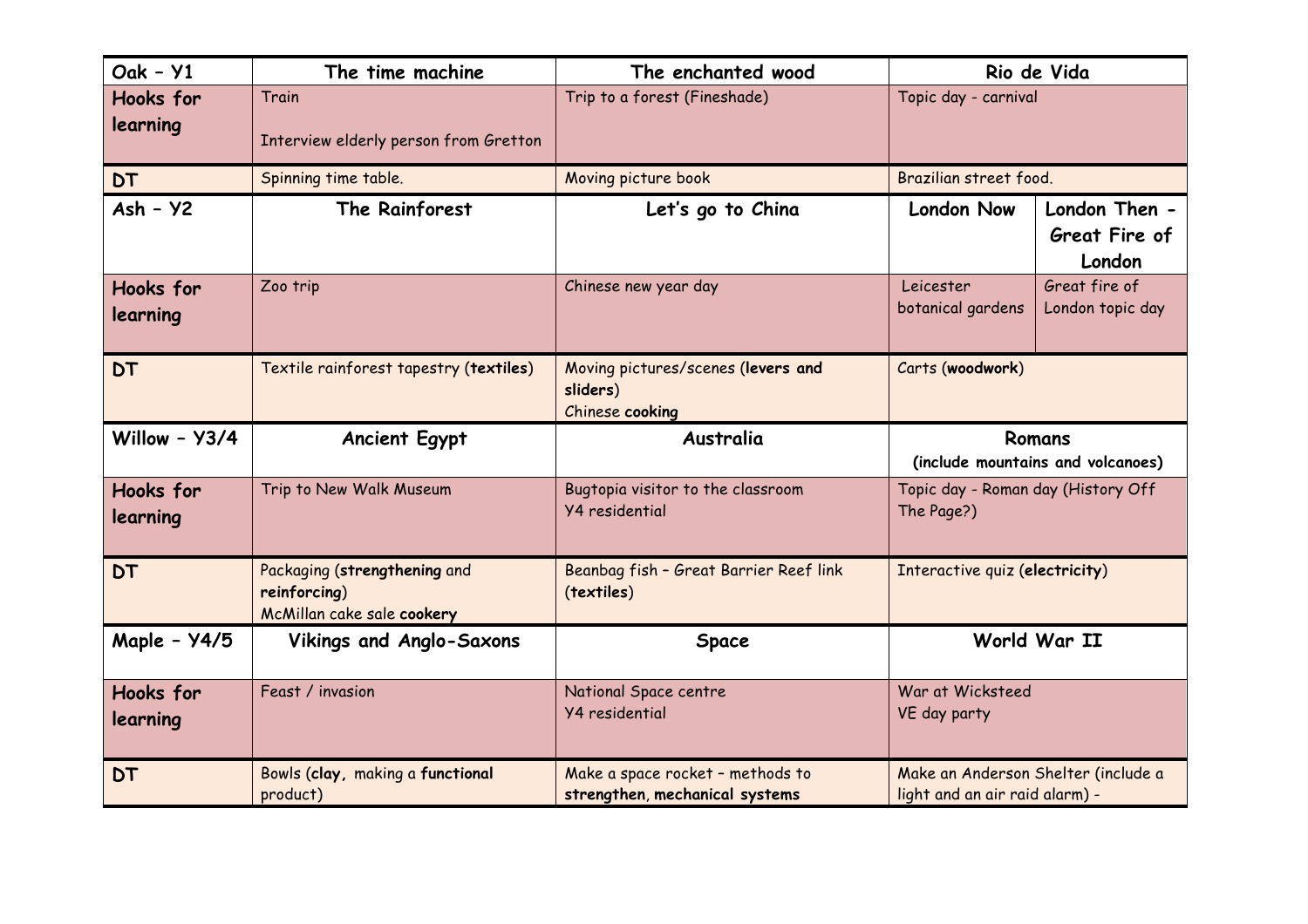| Oak – Y1 | The time machine | The enchanted wood | Rio de Vida | |
|---|---|---|---|---|
| **Hooks for learning** | Train<br><br>Interview elderly person from Gretton | Trip to a forest (Fineshade) | Topic day - carnival | |
| **DT** | Spinning time table. | Moving picture book | Brazilian street food. | |
| **Ash – Y2** | **The Rainforest** | **Let's go to China** | **London Now** | **London Then - Great Fire of London** |
| **Hooks for learning** | Zoo trip | Chinese new year day | Leicester botanical gardens | Great fire of London topic day |
| **DT** | Textile rainforest tapestry (**textiles**) | Moving pictures/scenes (**levers and sliders**)<br>Chinese **cooking** | Carts (**woodwork**) | |
| **Willow – Y3/4** | **Ancient Egypt** | **Australia** | **Romans**<br>**(include mountains and volcanoes)** | |
| **Hooks for learning** | Trip to New Walk Museum | Bugtopia visitor to the classroom<br>Y4 residential | Topic day - Roman day (History Off The Page?) | |
| **DT** | Packaging (**strengthening** and **reinforcing**)<br>McMillan cake sale **cookery** | Beanbag fish – Great Barrier Reef link (**textiles**) | Interactive quiz (**electricity**) | |
| **Maple – Y4/5** | **Vikings and Anglo-Saxons** | **Space** | **World War II** | |
| **Hooks for learning** | Feast / invasion | National Space centre<br>Y4 residential | War at Wicksteed<br>VE day party | |
| **DT** | Bowls (**clay**, making a **functional** product) | Make a space rocket – methods to **strengthen**, **mechanical systems** | Make an Anderson Shelter (include a light and an air raid alarm) - | |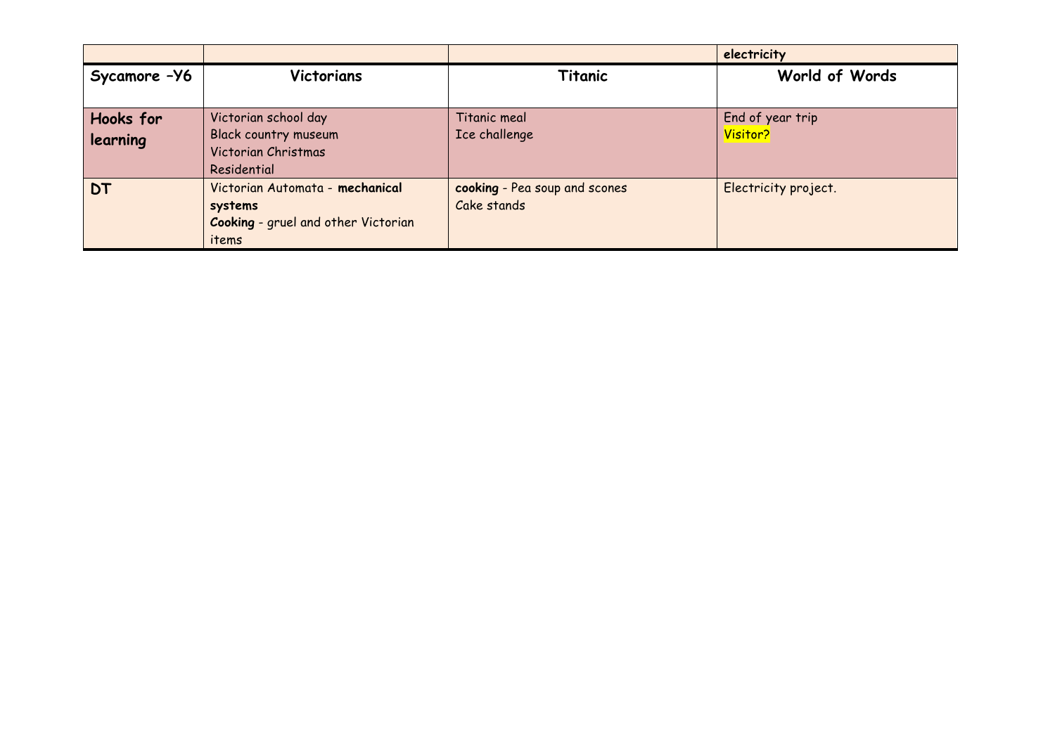| | | | |
|---|---|---|---|
| | | | **electricity** |
| **Sycamore –Y6** | **Victorians** | **Titanic** | **World of Words** |
| **Hooks for learning** | Victorian school day<br>Black country museum<br>Victorian Christmas<br>Residential | Titanic meal<br>Ice challenge | End of year trip<br>Visitor? |
| **DT** | Victorian Automata - **mechanical systems**<br>**Cooking** - gruel and other Victorian items | **cooking** - Pea soup and scones<br>Cake stands | Electricity project. |